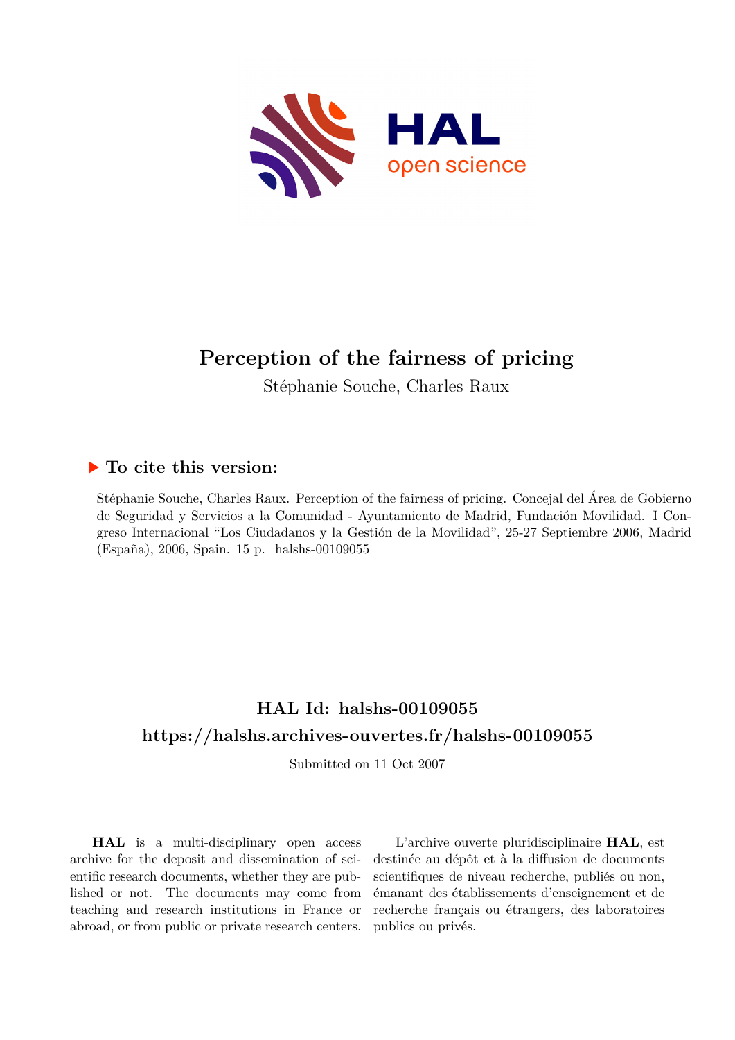# Perception of the fairness of pricing

Stéphanie Souche, Charles Raux

## ▶ To cite this version:

Stéphanie Souche, Charles Raux. Perception of the fairness of pricing. Concejal del Área de Gobierno de Seguridad y Servicios a la Comunidad - Ayuntamiento de Madrid, Fundación Movilidad. I Congreso Internacional "Los Ciudadanos y la Gestión de la Movilidad", 25-27 Septiembre 2006, Madrid (España), 2006, Spain. 15 p. halshs-00109055

## HAL Id: halshs-00109055

## https://halshs.archives-ouvertes.fr/halshs-00109055

Submitted on 11 Oct 2007

**HAL** is a multi-disciplinary open access archive for the deposit and dissemination of scientific research documents, whether they are published or not. The documents may come from teaching and research institutions in France or abroad, or from public or private research centers.

L'archive ouverte pluridisciplinaire **HAL**, est destinée au dépôt et à la diffusion de documents scientifiques de niveau recherche, publiés ou non, émanant des établissements d'enseignement et de recherche français ou étrangers, des laboratoires publics ou privés.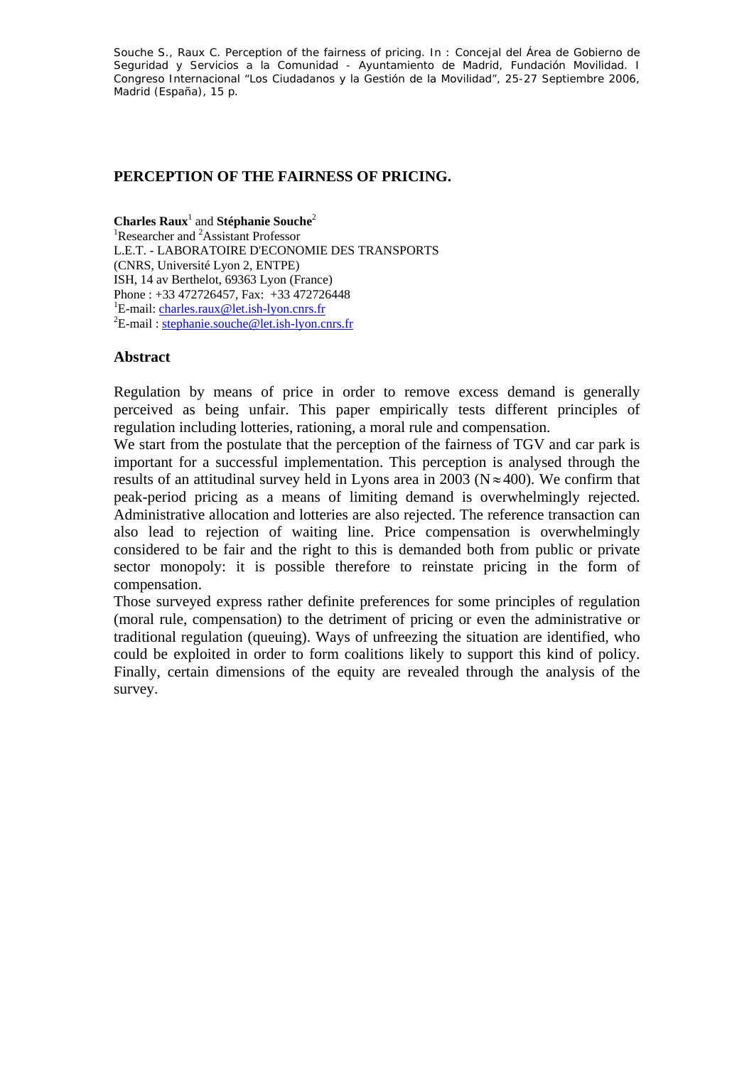Souche S., Raux C. Perception of the fairness of pricing. In : Concejal del Área de Gobierno de Seguridad y Servicios a la Comunidad - Ayuntamiento de Madrid, Fundación Movilidad. I Congreso Internacional "Los Ciudadanos y la Gestión de la Movilidad", 25-27 Septiembre 2006, Madrid (España), 15 p.

# PERCEPTION OF THE FAIRNESS OF PRICING.

**Charles Raux**[1] and **Stéphanie Souche**[2]
[1]Researcher and [2]Assistant Professor
L.E.T. - LABORATOIRE D'ECONOMIE DES TRANSPORTS
(CNRS, Université Lyon 2, ENTPE)
ISH, 14 av Berthelot, 69363 Lyon (France)
Phone : +33 472726457, Fax: +33 472726448
[1]E-mail: charles.raux@let.ish-lyon.cnrs.fr
[2]E-mail : stephanie.souche@let.ish-lyon.cnrs.fr

## Abstract

Regulation by means of price in order to remove excess demand is generally perceived as being unfair. This paper empirically tests different principles of regulation including lotteries, rationing, a moral rule and compensation.

We start from the postulate that the perception of the fairness of TGV and car park is important for a successful implementation. This perception is analysed through the results of an attitudinal survey held in Lyons area in 2003 ($N \approx 400$). We confirm that peak-period pricing as a means of limiting demand is overwhelmingly rejected. Administrative allocation and lotteries are also rejected. The reference transaction can also lead to rejection of waiting line. Price compensation is overwhelmingly considered to be fair and the right to this is demanded both from public or private sector monopoly: it is possible therefore to reinstate pricing in the form of compensation.

Those surveyed express rather definite preferences for some principles of regulation (moral rule, compensation) to the detriment of pricing or even the administrative or traditional regulation (queuing). Ways of unfreezing the situation are identified, who could be exploited in order to form coalitions likely to support this kind of policy. Finally, certain dimensions of the equity are revealed through the analysis of the survey.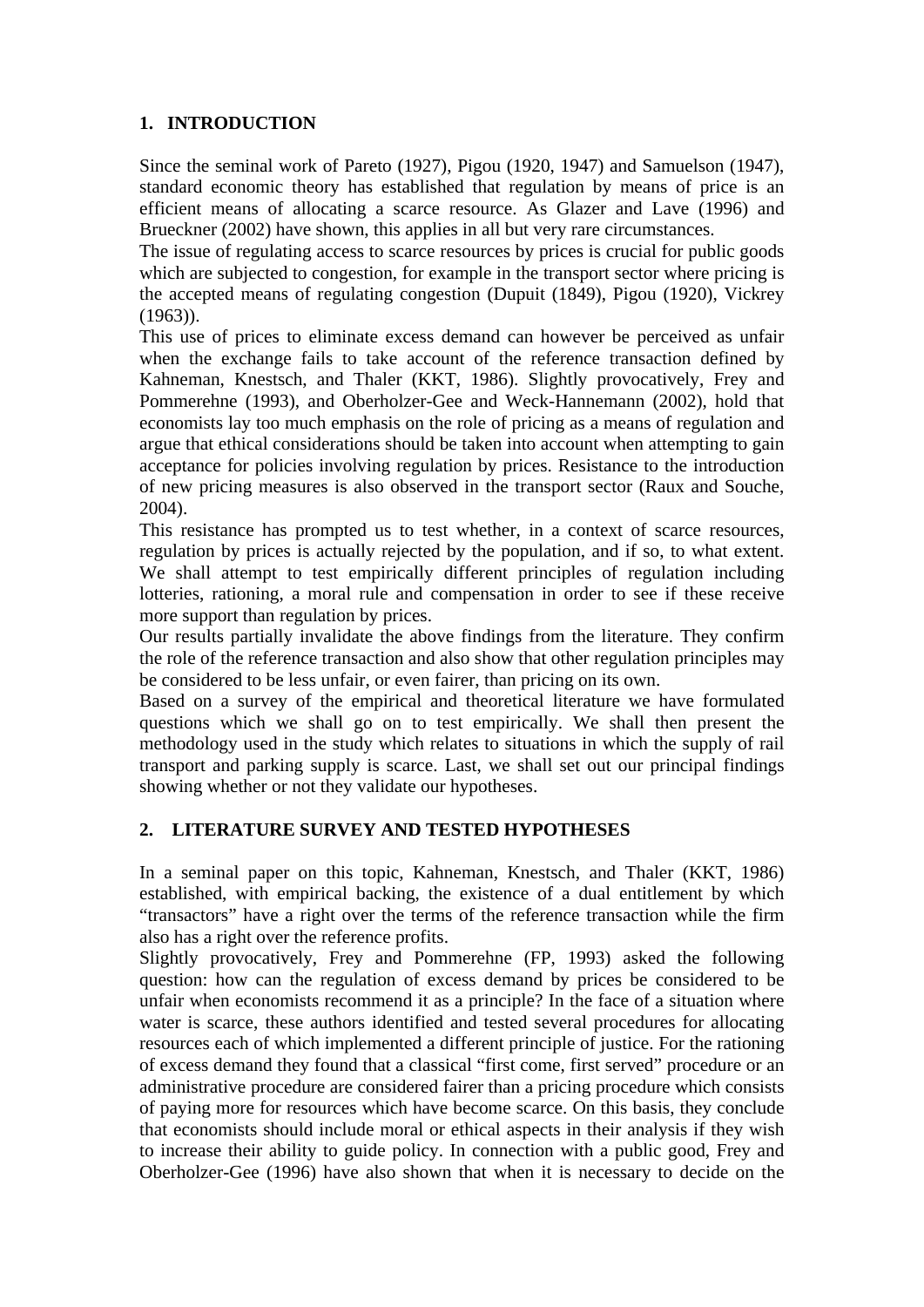## 1. INTRODUCTION

Since the seminal work of Pareto (1927), Pigou (1920, 1947) and Samuelson (1947), standard economic theory has established that regulation by means of price is an efficient means of allocating a scarce resource. As Glazer and Lave (1996) and Brueckner (2002) have shown, this applies in all but very rare circumstances.

The issue of regulating access to scarce resources by prices is crucial for public goods which are subjected to congestion, for example in the transport sector where pricing is the accepted means of regulating congestion (Dupuit (1849), Pigou (1920), Vickrey (1963)).

This use of prices to eliminate excess demand can however be perceived as unfair when the exchange fails to take account of the reference transaction defined by Kahneman, Knestsch, and Thaler (KKT, 1986). Slightly provocatively, Frey and Pommerehne (1993), and Oberholzer-Gee and Weck-Hannemann (2002), hold that economists lay too much emphasis on the role of pricing as a means of regulation and argue that ethical considerations should be taken into account when attempting to gain acceptance for policies involving regulation by prices. Resistance to the introduction of new pricing measures is also observed in the transport sector (Raux and Souche, 2004).

This resistance has prompted us to test whether, in a context of scarce resources, regulation by prices is actually rejected by the population, and if so, to what extent. We shall attempt to test empirically different principles of regulation including lotteries, rationing, a moral rule and compensation in order to see if these receive more support than regulation by prices.

Our results partially invalidate the above findings from the literature. They confirm the role of the reference transaction and also show that other regulation principles may be considered to be less unfair, or even fairer, than pricing on its own.

Based on a survey of the empirical and theoretical literature we have formulated questions which we shall go on to test empirically. We shall then present the methodology used in the study which relates to situations in which the supply of rail transport and parking supply is scarce. Last, we shall set out our principal findings showing whether or not they validate our hypotheses.

## 2. LITERATURE SURVEY AND TESTED HYPOTHESES

In a seminal paper on this topic, Kahneman, Knestsch, and Thaler (KKT, 1986) established, with empirical backing, the existence of a dual entitlement by which "transactors" have a right over the terms of the reference transaction while the firm also has a right over the reference profits.

Slightly provocatively, Frey and Pommerehne (FP, 1993) asked the following question: how can the regulation of excess demand by prices be considered to be unfair when economists recommend it as a principle? In the face of a situation where water is scarce, these authors identified and tested several procedures for allocating resources each of which implemented a different principle of justice. For the rationing of excess demand they found that a classical "first come, first served" procedure or an administrative procedure are considered fairer than a pricing procedure which consists of paying more for resources which have become scarce. On this basis, they conclude that economists should include moral or ethical aspects in their analysis if they wish to increase their ability to guide policy. In connection with a public good, Frey and Oberholzer-Gee (1996) have also shown that when it is necessary to decide on the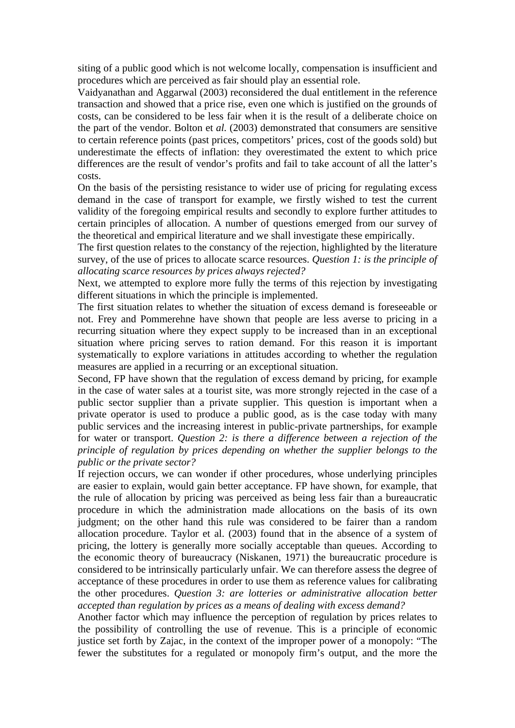siting of a public good which is not welcome locally, compensation is insufficient and procedures which are perceived as fair should play an essential role.

Vaidyanathan and Aggarwal (2003) reconsidered the dual entitlement in the reference transaction and showed that a price rise, even one which is justified on the grounds of costs, can be considered to be less fair when it is the result of a deliberate choice on the part of the vendor. Bolton et *al.* (2003) demonstrated that consumers are sensitive to certain reference points (past prices, competitors' prices, cost of the goods sold) but underestimate the effects of inflation: they overestimated the extent to which price differences are the result of vendor's profits and fail to take account of all the latter's costs.

On the basis of the persisting resistance to wider use of pricing for regulating excess demand in the case of transport for example, we firstly wished to test the current validity of the foregoing empirical results and secondly to explore further attitudes to certain principles of allocation. A number of questions emerged from our survey of the theoretical and empirical literature and we shall investigate these empirically.

The first question relates to the constancy of the rejection, highlighted by the literature survey, of the use of prices to allocate scarce resources. *Question 1: is the principle of allocating scarce resources by prices always rejected?*

Next, we attempted to explore more fully the terms of this rejection by investigating different situations in which the principle is implemented.

The first situation relates to whether the situation of excess demand is foreseeable or not. Frey and Pommerehne have shown that people are less averse to pricing in a recurring situation where they expect supply to be increased than in an exceptional situation where pricing serves to ration demand. For this reason it is important systematically to explore variations in attitudes according to whether the regulation measures are applied in a recurring or an exceptional situation.

Second, FP have shown that the regulation of excess demand by pricing, for example in the case of water sales at a tourist site, was more strongly rejected in the case of a public sector supplier than a private supplier. This question is important when a private operator is used to produce a public good, as is the case today with many public services and the increasing interest in public-private partnerships, for example for water or transport. *Question 2: is there a difference between a rejection of the principle of regulation by prices depending on whether the supplier belongs to the public or the private sector?*

If rejection occurs, we can wonder if other procedures, whose underlying principles are easier to explain, would gain better acceptance. FP have shown, for example, that the rule of allocation by pricing was perceived as being less fair than a bureaucratic procedure in which the administration made allocations on the basis of its own judgment; on the other hand this rule was considered to be fairer than a random allocation procedure. Taylor et al. (2003) found that in the absence of a system of pricing, the lottery is generally more socially acceptable than queues. According to the economic theory of bureaucracy (Niskanen, 1971) the bureaucratic procedure is considered to be intrinsically particularly unfair. We can therefore assess the degree of acceptance of these procedures in order to use them as reference values for calibrating the other procedures. *Question 3: are lotteries or administrative allocation better accepted than regulation by prices as a means of dealing with excess demand?*

Another factor which may influence the perception of regulation by prices relates to the possibility of controlling the use of revenue. This is a principle of economic justice set forth by Zajac, in the context of the improper power of a monopoly: "The fewer the substitutes for a regulated or monopoly firm's output, and the more the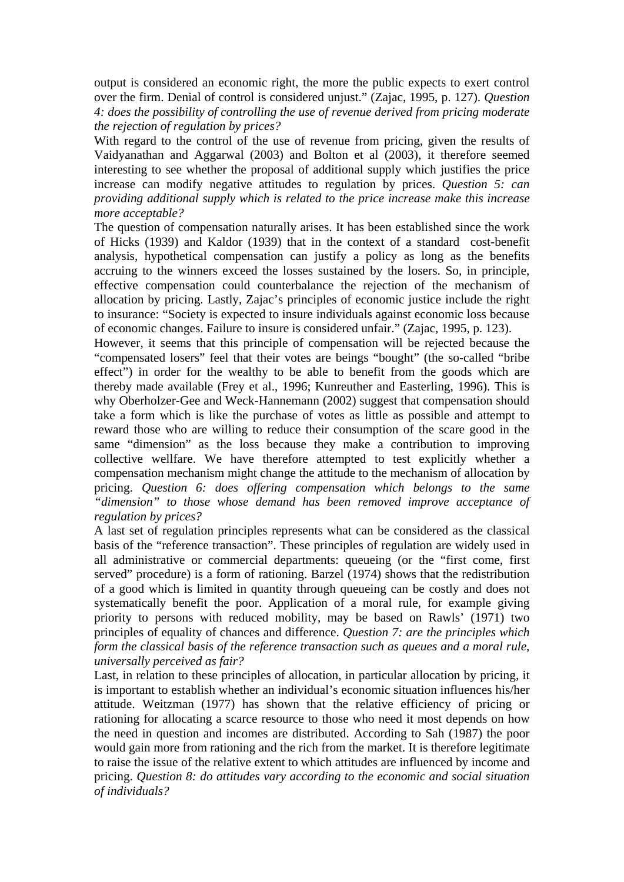output is considered an economic right, the more the public expects to exert control over the firm. Denial of control is considered unjust." (Zajac, 1995, p. 127). *Question 4: does the possibility of controlling the use of revenue derived from pricing moderate the rejection of regulation by prices?*

With regard to the control of the use of revenue from pricing, given the results of Vaidyanathan and Aggarwal (2003) and Bolton et al (2003), it therefore seemed interesting to see whether the proposal of additional supply which justifies the price increase can modify negative attitudes to regulation by prices. *Question 5: can providing additional supply which is related to the price increase make this increase more acceptable?*

The question of compensation naturally arises. It has been established since the work of Hicks (1939) and Kaldor (1939) that in the context of a standard cost-benefit analysis, hypothetical compensation can justify a policy as long as the benefits accruing to the winners exceed the losses sustained by the losers. So, in principle, effective compensation could counterbalance the rejection of the mechanism of allocation by pricing. Lastly, Zajac's principles of economic justice include the right to insurance: "Society is expected to insure individuals against economic loss because of economic changes. Failure to insure is considered unfair." (Zajac, 1995, p. 123).

However, it seems that this principle of compensation will be rejected because the "compensated losers" feel that their votes are beings "bought" (the so-called "bribe effect") in order for the wealthy to be able to benefit from the goods which are thereby made available (Frey et al., 1996; Kunreuther and Easterling, 1996). This is why Oberholzer-Gee and Weck-Hannemann (2002) suggest that compensation should take a form which is like the purchase of votes as little as possible and attempt to reward those who are willing to reduce their consumption of the scare good in the same "dimension" as the loss because they make a contribution to improving collective wellfare. We have therefore attempted to test explicitly whether a compensation mechanism might change the attitude to the mechanism of allocation by pricing. *Question 6: does offering compensation which belongs to the same "dimension" to those whose demand has been removed improve acceptance of regulation by prices?*

A last set of regulation principles represents what can be considered as the classical basis of the "reference transaction". These principles of regulation are widely used in all administrative or commercial departments: queueing (or the "first come, first served" procedure) is a form of rationing. Barzel (1974) shows that the redistribution of a good which is limited in quantity through queueing can be costly and does not systematically benefit the poor. Application of a moral rule, for example giving priority to persons with reduced mobility, may be based on Rawls' (1971) two principles of equality of chances and difference. *Question 7: are the principles which form the classical basis of the reference transaction such as queues and a moral rule, universally perceived as fair?*

Last, in relation to these principles of allocation, in particular allocation by pricing, it is important to establish whether an individual's economic situation influences his/her attitude. Weitzman (1977) has shown that the relative efficiency of pricing or rationing for allocating a scarce resource to those who need it most depends on how the need in question and incomes are distributed. According to Sah (1987) the poor would gain more from rationing and the rich from the market. It is therefore legitimate to raise the issue of the relative extent to which attitudes are influenced by income and pricing. *Question 8: do attitudes vary according to the economic and social situation of individuals?*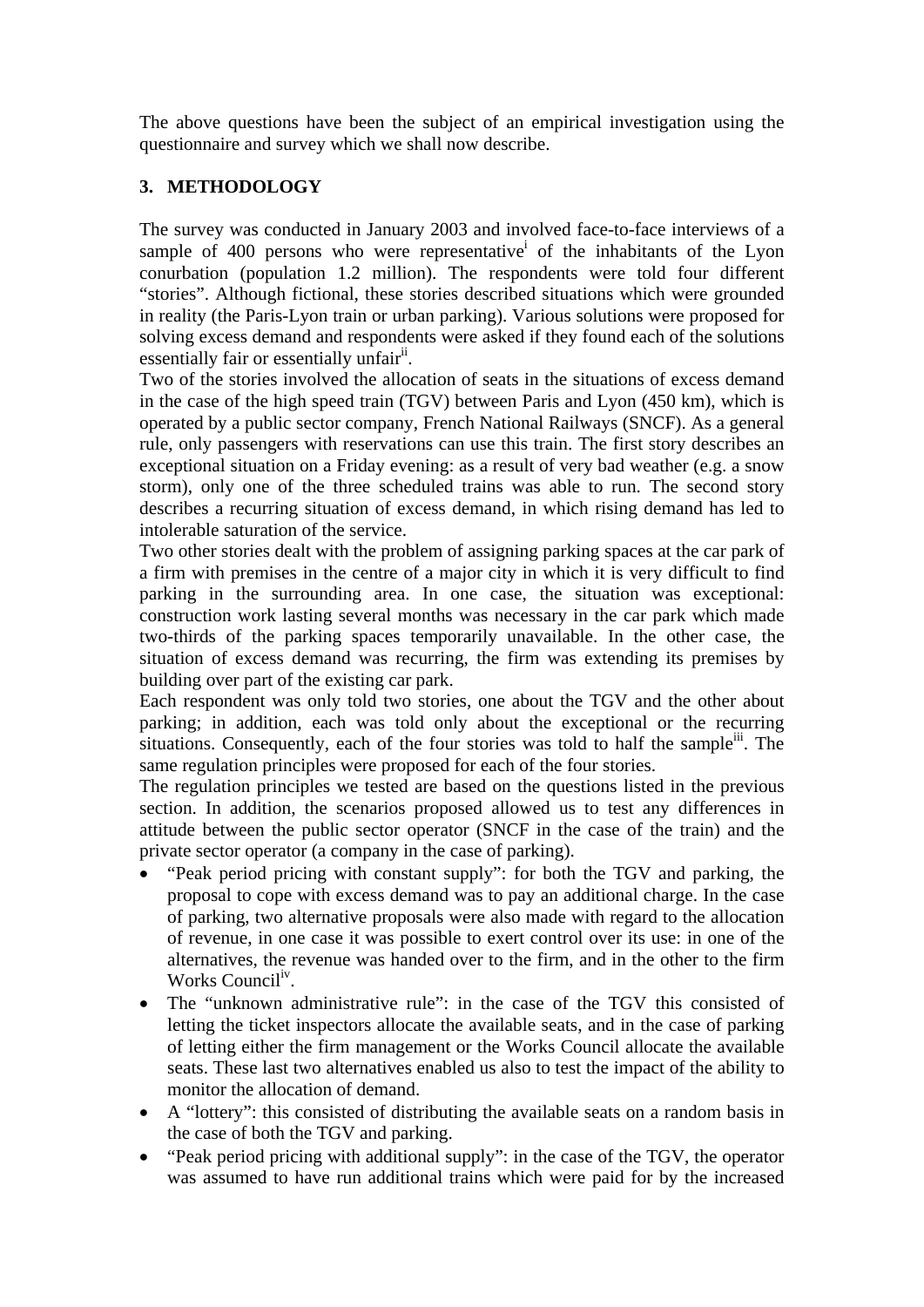The above questions have been the subject of an empirical investigation using the questionnaire and survey which we shall now describe.

## 3. METHODOLOGY

The survey was conducted in January 2003 and involved face-to-face interviews of a sample of 400 persons who were representative[i] of the inhabitants of the Lyon conurbation (population 1.2 million). The respondents were told four different "stories". Although fictional, these stories described situations which were grounded in reality (the Paris-Lyon train or urban parking). Various solutions were proposed for solving excess demand and respondents were asked if they found each of the solutions essentially fair or essentially unfair[ii].

Two of the stories involved the allocation of seats in the situations of excess demand in the case of the high speed train (TGV) between Paris and Lyon (450 km), which is operated by a public sector company, French National Railways (SNCF). As a general rule, only passengers with reservations can use this train. The first story describes an exceptional situation on a Friday evening: as a result of very bad weather (e.g. a snow storm), only one of the three scheduled trains was able to run. The second story describes a recurring situation of excess demand, in which rising demand has led to intolerable saturation of the service.

Two other stories dealt with the problem of assigning parking spaces at the car park of a firm with premises in the centre of a major city in which it is very difficult to find parking in the surrounding area. In one case, the situation was exceptional: construction work lasting several months was necessary in the car park which made two-thirds of the parking spaces temporarily unavailable. In the other case, the situation of excess demand was recurring, the firm was extending its premises by building over part of the existing car park.

Each respondent was only told two stories, one about the TGV and the other about parking; in addition, each was told only about the exceptional or the recurring situations. Consequently, each of the four stories was told to half the sample[iii]. The same regulation principles were proposed for each of the four stories.

The regulation principles we tested are based on the questions listed in the previous section. In addition, the scenarios proposed allowed us to test any differences in attitude between the public sector operator (SNCF in the case of the train) and the private sector operator (a company in the case of parking).

- "Peak period pricing with constant supply": for both the TGV and parking, the proposal to cope with excess demand was to pay an additional charge. In the case of parking, two alternative proposals were also made with regard to the allocation of revenue, in one case it was possible to exert control over its use: in one of the alternatives, the revenue was handed over to the firm, and in the other to the firm Works Council[iv].
- The "unknown administrative rule": in the case of the TGV this consisted of letting the ticket inspectors allocate the available seats, and in the case of parking of letting either the firm management or the Works Council allocate the available seats. These last two alternatives enabled us also to test the impact of the ability to monitor the allocation of demand.
- A "lottery": this consisted of distributing the available seats on a random basis in the case of both the TGV and parking.
- "Peak period pricing with additional supply": in the case of the TGV, the operator was assumed to have run additional trains which were paid for by the increased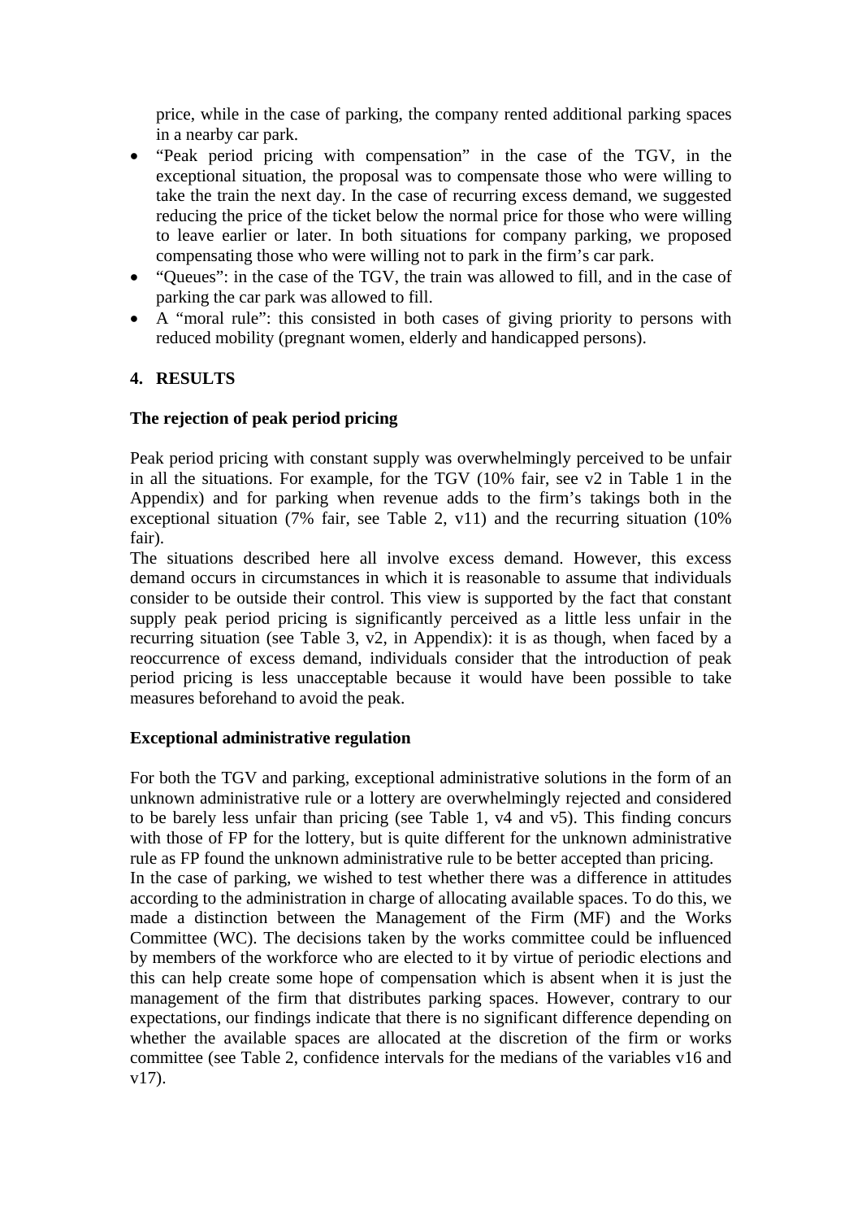price, while in the case of parking, the company rented additional parking spaces in a nearby car park.

- "Peak period pricing with compensation" in the case of the TGV, in the exceptional situation, the proposal was to compensate those who were willing to take the train the next day. In the case of recurring excess demand, we suggested reducing the price of the ticket below the normal price for those who were willing to leave earlier or later. In both situations for company parking, we proposed compensating those who were willing not to park in the firm's car park.
- "Queues": in the case of the TGV, the train was allowed to fill, and in the case of parking the car park was allowed to fill.
- A "moral rule": this consisted in both cases of giving priority to persons with reduced mobility (pregnant women, elderly and handicapped persons).

## 4. RESULTS

### The rejection of peak period pricing

Peak period pricing with constant supply was overwhelmingly perceived to be unfair in all the situations. For example, for the TGV (10% fair, see v2 in Table 1 in the Appendix) and for parking when revenue adds to the firm's takings both in the exceptional situation (7% fair, see Table 2, v11) and the recurring situation (10% fair).

The situations described here all involve excess demand. However, this excess demand occurs in circumstances in which it is reasonable to assume that individuals consider to be outside their control. This view is supported by the fact that constant supply peak period pricing is significantly perceived as a little less unfair in the recurring situation (see Table 3, v2, in Appendix): it is as though, when faced by a reoccurrence of excess demand, individuals consider that the introduction of peak period pricing is less unacceptable because it would have been possible to take measures beforehand to avoid the peak.

### Exceptional administrative regulation

For both the TGV and parking, exceptional administrative solutions in the form of an unknown administrative rule or a lottery are overwhelmingly rejected and considered to be barely less unfair than pricing (see Table 1, v4 and v5). This finding concurs with those of FP for the lottery, but is quite different for the unknown administrative rule as FP found the unknown administrative rule to be better accepted than pricing.

In the case of parking, we wished to test whether there was a difference in attitudes according to the administration in charge of allocating available spaces. To do this, we made a distinction between the Management of the Firm (MF) and the Works Committee (WC). The decisions taken by the works committee could be influenced by members of the workforce who are elected to it by virtue of periodic elections and this can help create some hope of compensation which is absent when it is just the management of the firm that distributes parking spaces. However, contrary to our expectations, our findings indicate that there is no significant difference depending on whether the available spaces are allocated at the discretion of the firm or works committee (see Table 2, confidence intervals for the medians of the variables v16 and v17).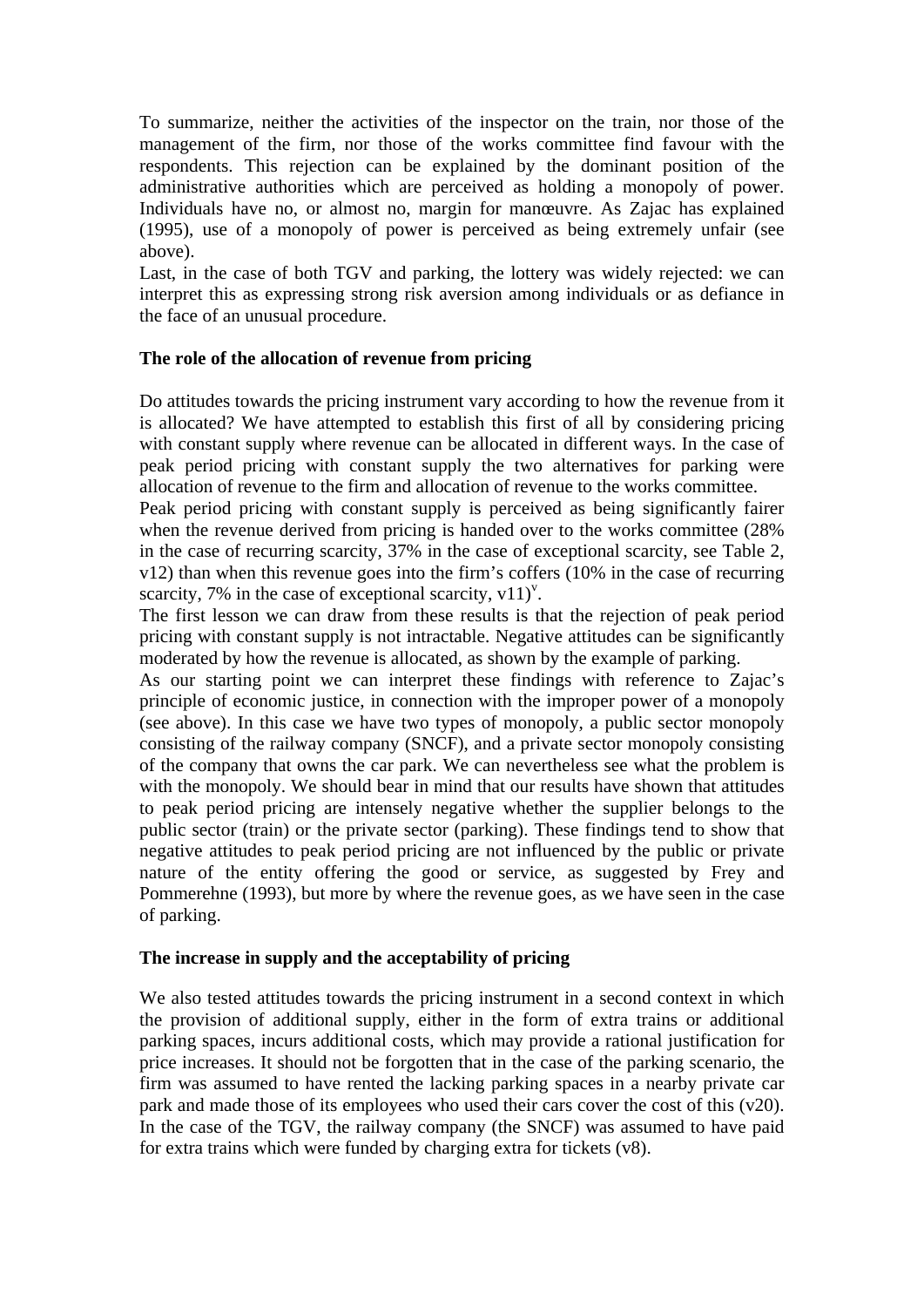To summarize, neither the activities of the inspector on the train, nor those of the management of the firm, nor those of the works committee find favour with the respondents. This rejection can be explained by the dominant position of the administrative authorities which are perceived as holding a monopoly of power. Individuals have no, or almost no, margin for manœuvre. As Zajac has explained (1995), use of a monopoly of power is perceived as being extremely unfair (see above).

Last, in the case of both TGV and parking, the lottery was widely rejected: we can interpret this as expressing strong risk aversion among individuals or as defiance in the face of an unusual procedure.

**The role of the allocation of revenue from pricing**

Do attitudes towards the pricing instrument vary according to how the revenue from it is allocated? We have attempted to establish this first of all by considering pricing with constant supply where revenue can be allocated in different ways. In the case of peak period pricing with constant supply the two alternatives for parking were allocation of revenue to the firm and allocation of revenue to the works committee.

Peak period pricing with constant supply is perceived as being significantly fairer when the revenue derived from pricing is handed over to the works committee (28% in the case of recurring scarcity, 37% in the case of exceptional scarcity, see Table 2, v12) than when this revenue goes into the firm's coffers (10% in the case of recurring scarcity, 7% in the case of exceptional scarcity, v11)[v].

The first lesson we can draw from these results is that the rejection of peak period pricing with constant supply is not intractable. Negative attitudes can be significantly moderated by how the revenue is allocated, as shown by the example of parking.

As our starting point we can interpret these findings with reference to Zajac's principle of economic justice, in connection with the improper power of a monopoly (see above). In this case we have two types of monopoly, a public sector monopoly consisting of the railway company (SNCF), and a private sector monopoly consisting of the company that owns the car park. We can nevertheless see what the problem is with the monopoly. We should bear in mind that our results have shown that attitudes to peak period pricing are intensely negative whether the supplier belongs to the public sector (train) or the private sector (parking). These findings tend to show that negative attitudes to peak period pricing are not influenced by the public or private nature of the entity offering the good or service, as suggested by Frey and Pommerehne (1993), but more by where the revenue goes, as we have seen in the case of parking.

**The increase in supply and the acceptability of pricing**

We also tested attitudes towards the pricing instrument in a second context in which the provision of additional supply, either in the form of extra trains or additional parking spaces, incurs additional costs, which may provide a rational justification for price increases. It should not be forgotten that in the case of the parking scenario, the firm was assumed to have rented the lacking parking spaces in a nearby private car park and made those of its employees who used their cars cover the cost of this (v20). In the case of the TGV, the railway company (the SNCF) was assumed to have paid for extra trains which were funded by charging extra for tickets (v8).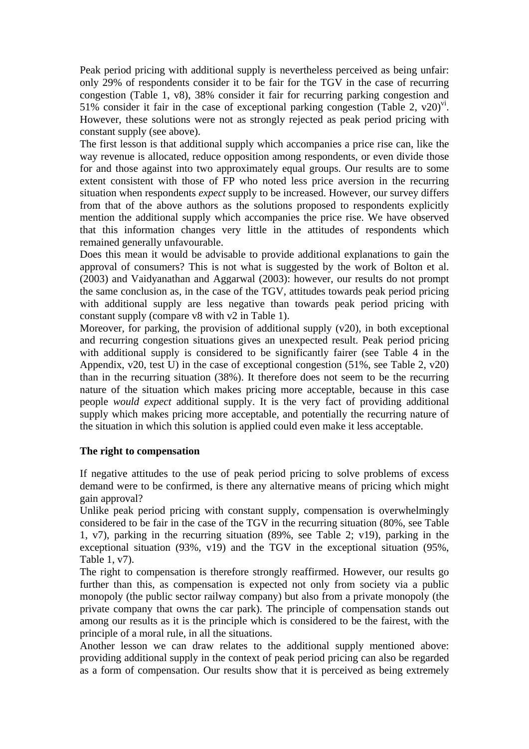Peak period pricing with additional supply is nevertheless perceived as being unfair: only 29% of respondents consider it to be fair for the TGV in the case of recurring congestion (Table 1, v8), 38% consider it fair for recurring parking congestion and 51% consider it fair in the case of exceptional parking congestion (Table 2, v20)[vi]. However, these solutions were not as strongly rejected as peak period pricing with constant supply (see above).

The first lesson is that additional supply which accompanies a price rise can, like the way revenue is allocated, reduce opposition among respondents, or even divide those for and those against into two approximately equal groups. Our results are to some extent consistent with those of FP who noted less price aversion in the recurring situation when respondents *expect* supply to be increased. However, our survey differs from that of the above authors as the solutions proposed to respondents explicitly mention the additional supply which accompanies the price rise. We have observed that this information changes very little in the attitudes of respondents which remained generally unfavourable.

Does this mean it would be advisable to provide additional explanations to gain the approval of consumers? This is not what is suggested by the work of Bolton et al. (2003) and Vaidyanathan and Aggarwal (2003): however, our results do not prompt the same conclusion as, in the case of the TGV, attitudes towards peak period pricing with additional supply are less negative than towards peak period pricing with constant supply (compare v8 with v2 in Table 1).

Moreover, for parking, the provision of additional supply (v20), in both exceptional and recurring congestion situations gives an unexpected result. Peak period pricing with additional supply is considered to be significantly fairer (see Table 4 in the Appendix, v20, test U) in the case of exceptional congestion (51%, see Table 2, v20) than in the recurring situation (38%). It therefore does not seem to be the recurring nature of the situation which makes pricing more acceptable, because in this case people *would expect* additional supply. It is the very fact of providing additional supply which makes pricing more acceptable, and potentially the recurring nature of the situation in which this solution is applied could even make it less acceptable.

**The right to compensation**

If negative attitudes to the use of peak period pricing to solve problems of excess demand were to be confirmed, is there any alternative means of pricing which might gain approval?

Unlike peak period pricing with constant supply, compensation is overwhelmingly considered to be fair in the case of the TGV in the recurring situation (80%, see Table 1, v7), parking in the recurring situation (89%, see Table 2; v19), parking in the exceptional situation (93%, v19) and the TGV in the exceptional situation (95%, Table 1, v7).

The right to compensation is therefore strongly reaffirmed. However, our results go further than this, as compensation is expected not only from society via a public monopoly (the public sector railway company) but also from a private monopoly (the private company that owns the car park). The principle of compensation stands out among our results as it is the principle which is considered to be the fairest, with the principle of a moral rule, in all the situations.

Another lesson we can draw relates to the additional supply mentioned above: providing additional supply in the context of peak period pricing can also be regarded as a form of compensation. Our results show that it is perceived as being extremely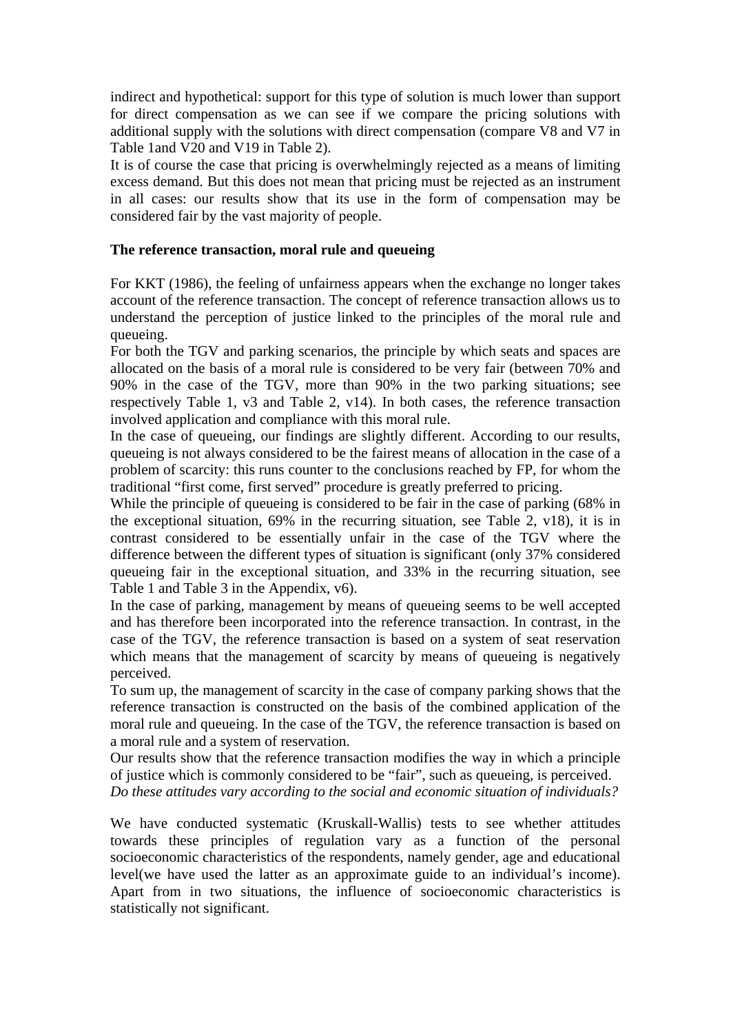indirect and hypothetical: support for this type of solution is much lower than support for direct compensation as we can see if we compare the pricing solutions with additional supply with the solutions with direct compensation (compare V8 and V7 in Table 1and V20 and V19 in Table 2).

It is of course the case that pricing is overwhelmingly rejected as a means of limiting excess demand. But this does not mean that pricing must be rejected as an instrument in all cases: our results show that its use in the form of compensation may be considered fair by the vast majority of people.

**The reference transaction, moral rule and queueing**

For KKT (1986), the feeling of unfairness appears when the exchange no longer takes account of the reference transaction. The concept of reference transaction allows us to understand the perception of justice linked to the principles of the moral rule and queueing.

For both the TGV and parking scenarios, the principle by which seats and spaces are allocated on the basis of a moral rule is considered to be very fair (between 70% and 90% in the case of the TGV, more than 90% in the two parking situations; see respectively Table 1, v3 and Table 2, v14). In both cases, the reference transaction involved application and compliance with this moral rule.

In the case of queueing, our findings are slightly different. According to our results, queueing is not always considered to be the fairest means of allocation in the case of a problem of scarcity: this runs counter to the conclusions reached by FP, for whom the traditional "first come, first served" procedure is greatly preferred to pricing.

While the principle of queueing is considered to be fair in the case of parking (68% in the exceptional situation, 69% in the recurring situation, see Table 2, v18), it is in contrast considered to be essentially unfair in the case of the TGV where the difference between the different types of situation is significant (only 37% considered queueing fair in the exceptional situation, and 33% in the recurring situation, see Table 1 and Table 3 in the Appendix, v6).

In the case of parking, management by means of queueing seems to be well accepted and has therefore been incorporated into the reference transaction. In contrast, in the case of the TGV, the reference transaction is based on a system of seat reservation which means that the management of scarcity by means of queueing is negatively perceived.

To sum up, the management of scarcity in the case of company parking shows that the reference transaction is constructed on the basis of the combined application of the moral rule and queueing. In the case of the TGV, the reference transaction is based on a moral rule and a system of reservation.

Our results show that the reference transaction modifies the way in which a principle of justice which is commonly considered to be "fair", such as queueing, is perceived.

*Do these attitudes vary according to the social and economic situation of individuals?*

We have conducted systematic (Kruskall-Wallis) tests to see whether attitudes towards these principles of regulation vary as a function of the personal socioeconomic characteristics of the respondents, namely gender, age and educational level(we have used the latter as an approximate guide to an individual's income). Apart from in two situations, the influence of socioeconomic characteristics is statistically not significant.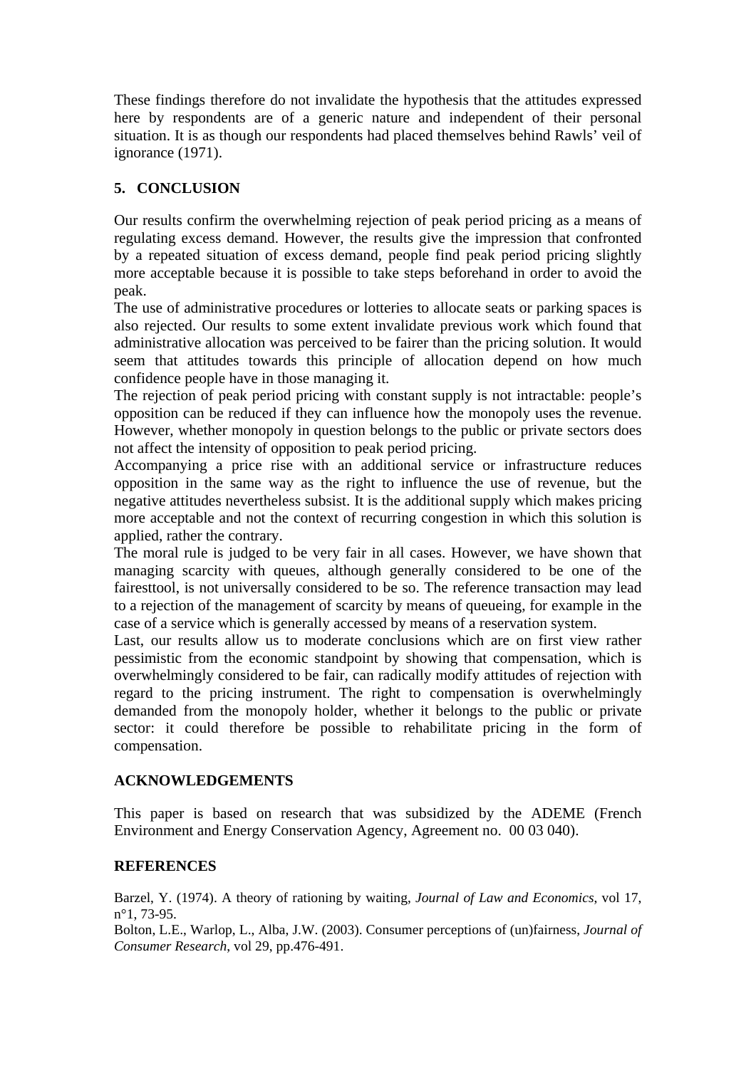These findings therefore do not invalidate the hypothesis that the attitudes expressed here by respondents are of a generic nature and independent of their personal situation. It is as though our respondents had placed themselves behind Rawls' veil of ignorance (1971).

## 5. CONCLUSION

Our results confirm the overwhelming rejection of peak period pricing as a means of regulating excess demand. However, the results give the impression that confronted by a repeated situation of excess demand, people find peak period pricing slightly more acceptable because it is possible to take steps beforehand in order to avoid the peak.

The use of administrative procedures or lotteries to allocate seats or parking spaces is also rejected. Our results to some extent invalidate previous work which found that administrative allocation was perceived to be fairer than the pricing solution. It would seem that attitudes towards this principle of allocation depend on how much confidence people have in those managing it.

The rejection of peak period pricing with constant supply is not intractable: people's opposition can be reduced if they can influence how the monopoly uses the revenue. However, whether monopoly in question belongs to the public or private sectors does not affect the intensity of opposition to peak period pricing.

Accompanying a price rise with an additional service or infrastructure reduces opposition in the same way as the right to influence the use of revenue, but the negative attitudes nevertheless subsist. It is the additional supply which makes pricing more acceptable and not the context of recurring congestion in which this solution is applied, rather the contrary.

The moral rule is judged to be very fair in all cases. However, we have shown that managing scarcity with queues, although generally considered to be one of the fairesttool, is not universally considered to be so. The reference transaction may lead to a rejection of the management of scarcity by means of queueing, for example in the case of a service which is generally accessed by means of a reservation system.

Last, our results allow us to moderate conclusions which are on first view rather pessimistic from the economic standpoint by showing that compensation, which is overwhelmingly considered to be fair, can radically modify attitudes of rejection with regard to the pricing instrument. The right to compensation is overwhelmingly demanded from the monopoly holder, whether it belongs to the public or private sector: it could therefore be possible to rehabilitate pricing in the form of compensation.

## ACKNOWLEDGEMENTS

This paper is based on research that was subsidized by the ADEME (French Environment and Energy Conservation Agency, Agreement no. 00 03 040).

## REFERENCES

Barzel, Y. (1974). A theory of rationing by waiting, *Journal of Law and Economics*, vol 17, n°1, 73-95.

Bolton, L.E., Warlop, L., Alba, J.W. (2003). Consumer perceptions of (un)fairness, *Journal of Consumer Research*, vol 29, pp.476-491.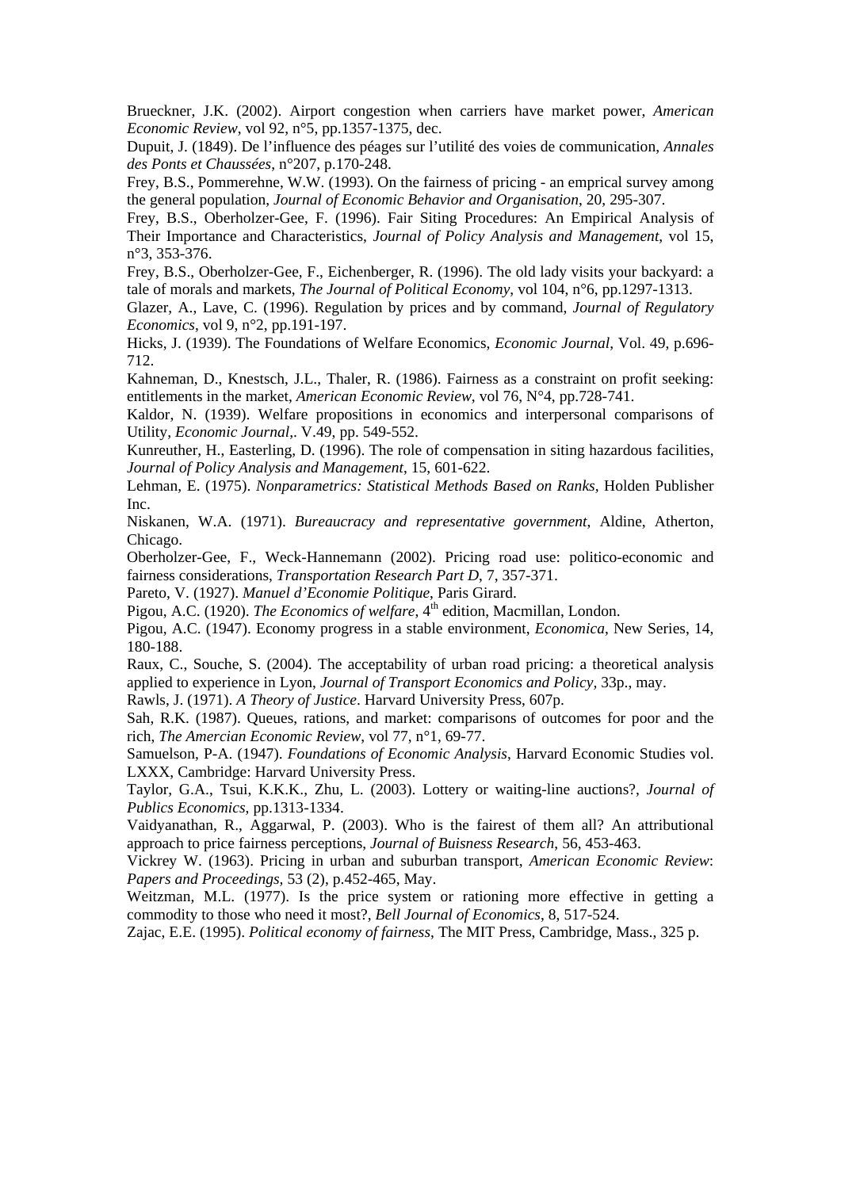Brueckner, J.K. (2002). Airport congestion when carriers have market power, *American Economic Review*, vol 92, n°5, pp.1357-1375, dec.

Dupuit, J. (1849). De l'influence des péages sur l'utilité des voies de communication, *Annales des Ponts et Chaussées*, n°207, p.170-248.

Frey, B.S., Pommerehne, W.W. (1993). On the fairness of pricing - an emprical survey among the general population, *Journal of Economic Behavior and Organisation*, 20, 295-307.

Frey, B.S., Oberholzer-Gee, F. (1996). Fair Siting Procedures: An Empirical Analysis of Their Importance and Characteristics, *Journal of Policy Analysis and Management*, vol 15, n°3, 353-376.

Frey, B.S., Oberholzer-Gee, F., Eichenberger, R. (1996). The old lady visits your backyard: a tale of morals and markets, *The Journal of Political Economy*, vol 104, n°6, pp.1297-1313.

Glazer, A., Lave, C. (1996). Regulation by prices and by command, *Journal of Regulatory Economics*, vol 9, n°2, pp.191-197.

Hicks, J. (1939). The Foundations of Welfare Economics, *Economic Journal*, Vol. 49, p.696-712.

Kahneman, D., Knestsch, J.L., Thaler, R. (1986). Fairness as a constraint on profit seeking: entitlements in the market, *American Economic Review*, vol 76, N°4, pp.728-741.

Kaldor, N. (1939). Welfare propositions in economics and interpersonal comparisons of Utility, *Economic Journal*,. V.49, pp. 549-552.

Kunreuther, H., Easterling, D. (1996). The role of compensation in siting hazardous facilities, *Journal of Policy Analysis and Management*, 15, 601-622.

Lehman, E. (1975). *Nonparametrics: Statistical Methods Based on Ranks*, Holden Publisher Inc.

Niskanen, W.A. (1971). *Bureaucracy and representative government*, Aldine, Atherton, Chicago.

Oberholzer-Gee, F., Weck-Hannemann (2002). Pricing road use: politico-economic and fairness considerations, *Transportation Research Part D*, 7, 357-371.

Pareto, V. (1927). *Manuel d'Economie Politique*, Paris Girard.

Pigou, A.C. (1920). *The Economics of welfare*, 4th edition, Macmillan, London.

Pigou, A.C. (1947). Economy progress in a stable environment, *Economica*, New Series, 14, 180-188.

Raux, C., Souche, S. (2004). The acceptability of urban road pricing: a theoretical analysis applied to experience in Lyon, *Journal of Transport Economics and Policy*, 33p., may.

Rawls, J. (1971). *A Theory of Justice*. Harvard University Press, 607p.

Sah, R.K. (1987). Queues, rations, and market: comparisons of outcomes for poor and the rich, *The Amercian Economic Review*, vol 77, n°1, 69-77.

Samuelson, P-A. (1947). *Foundations of Economic Analysis*, Harvard Economic Studies vol. LXXX, Cambridge: Harvard University Press.

Taylor, G.A., Tsui, K.K.K., Zhu, L. (2003). Lottery or waiting-line auctions?, *Journal of Publics Economics*, pp.1313-1334.

Vaidyanathan, R., Aggarwal, P. (2003). Who is the fairest of them all? An attributional approach to price fairness perceptions, *Journal of Buisness Research*, 56, 453-463.

Vickrey W. (1963). Pricing in urban and suburban transport, *American Economic Review*: *Papers and Proceedings*, 53 (2), p.452-465, May.

Weitzman, M.L. (1977). Is the price system or rationing more effective in getting a commodity to those who need it most?, *Bell Journal of Economics*, 8, 517-524.

Zajac, E.E. (1995). *Political economy of fairness*, The MIT Press, Cambridge, Mass., 325 p.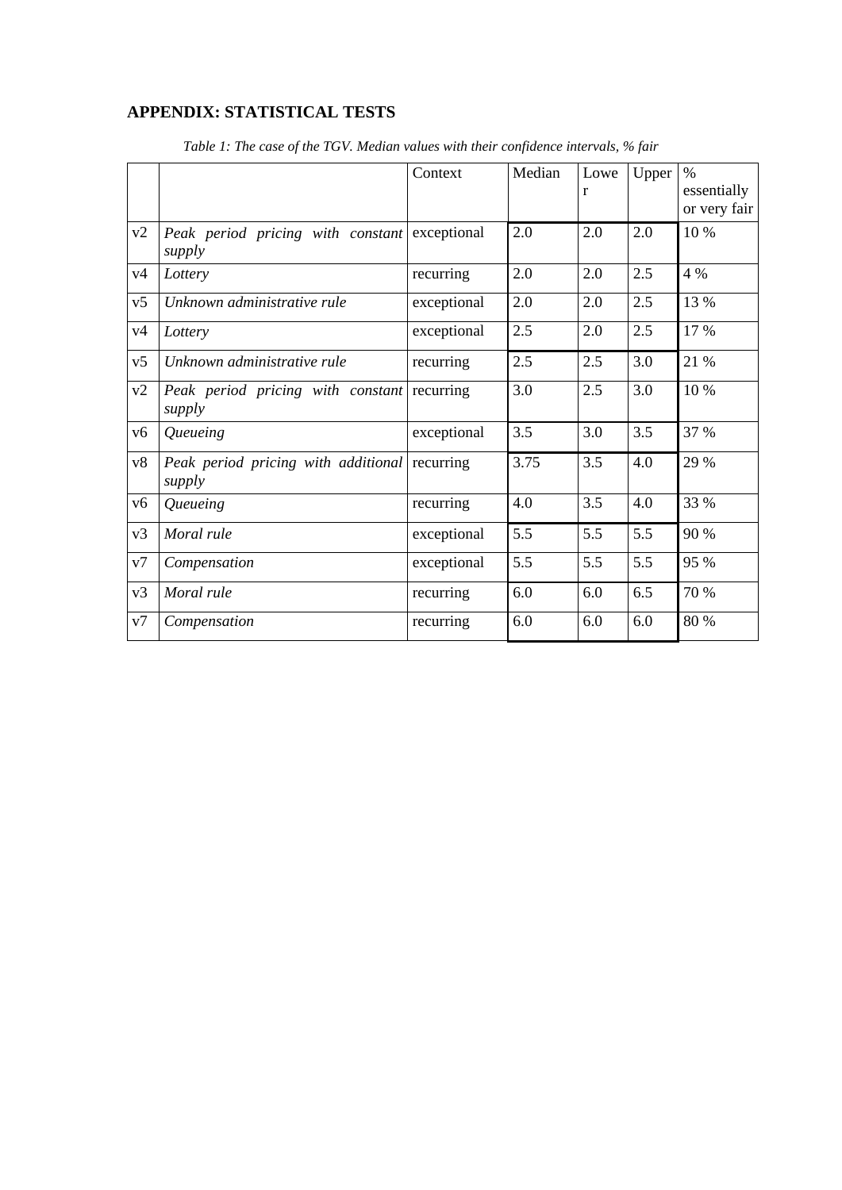## APPENDIX: STATISTICAL TESTS

*Table 1: The case of the TGV. Median values with their confidence intervals, % fair*

| | | Context | Median | Lower | Upper | % essentially or very fair |
|---|---|---|---|---|---|---|
| v2 | *Peak period pricing with constant supply* | exceptional | 2.0 | 2.0 | 2.0 | 10 % |
| v4 | *Lottery* | recurring | 2.0 | 2.0 | 2.5 | 4 % |
| v5 | *Unknown administrative rule* | exceptional | 2.0 | 2.0 | 2.5 | 13 % |
| v4 | *Lottery* | exceptional | 2.5 | 2.0 | 2.5 | 17 % |
| v5 | *Unknown administrative rule* | recurring | 2.5 | 2.5 | 3.0 | 21 % |
| v2 | *Peak period pricing with constant supply* | recurring | 3.0 | 2.5 | 3.0 | 10 % |
| v6 | *Queueing* | exceptional | 3.5 | 3.0 | 3.5 | 37 % |
| v8 | *Peak period pricing with additional supply* | recurring | 3.75 | 3.5 | 4.0 | 29 % |
| v6 | *Queueing* | recurring | 4.0 | 3.5 | 4.0 | 33 % |
| v3 | *Moral rule* | exceptional | 5.5 | 5.5 | 5.5 | 90 % |
| v7 | *Compensation* | exceptional | 5.5 | 5.5 | 5.5 | 95 % |
| v3 | *Moral rule* | recurring | 6.0 | 6.0 | 6.5 | 70 % |
| v7 | *Compensation* | recurring | 6.0 | 6.0 | 6.0 | 80 % |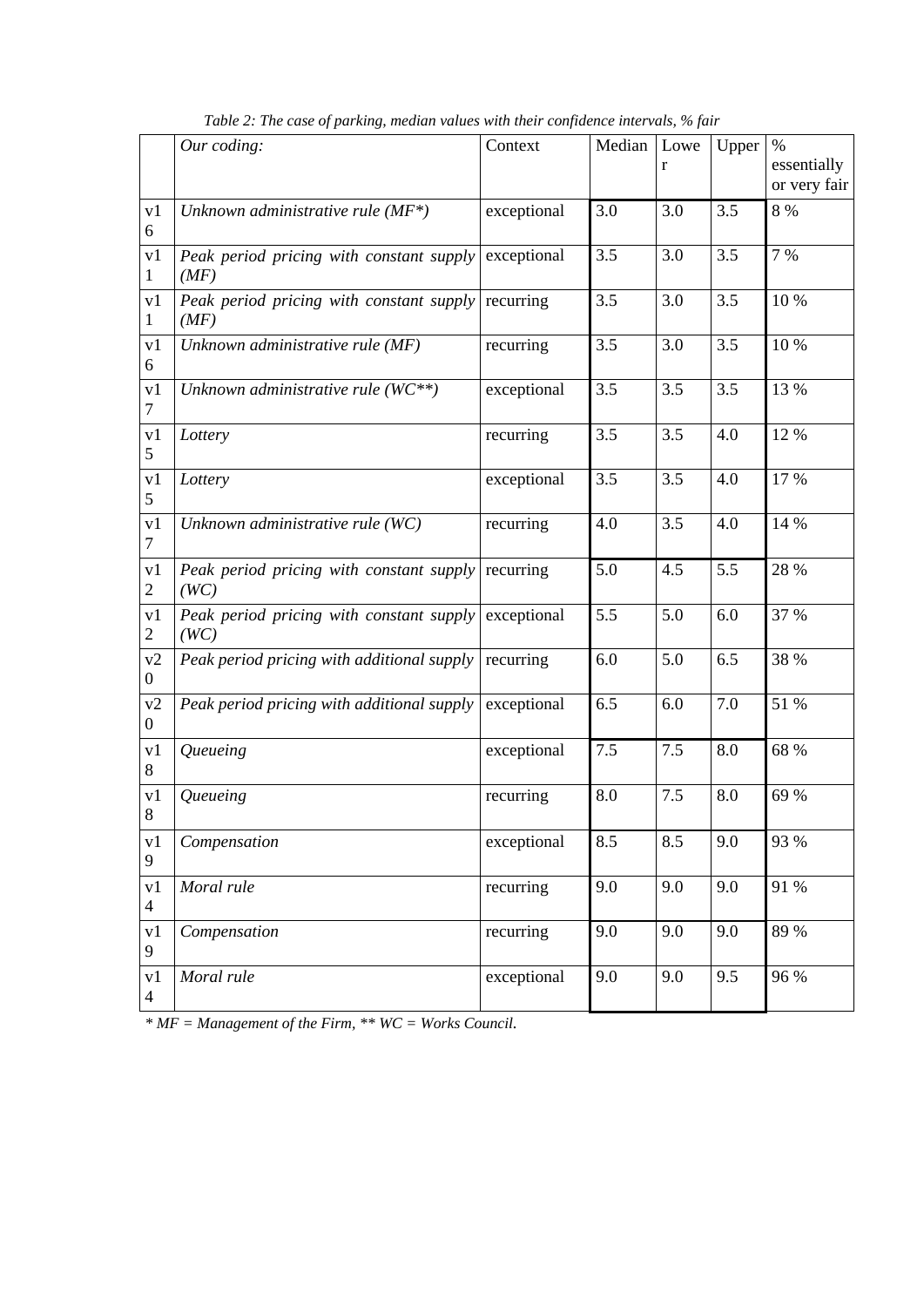*Table 2: The case of parking, median values with their confidence intervals, % fair*

| | *Our coding:* | Context | Median | Lower | Upper | % essentially or very fair |
|---|---|---|---|---|---|---|
| v16 | *Unknown administrative rule (MF*)* | exceptional | 3.0 | 3.0 | 3.5 | 8 % |
| v11 | *Peak period pricing with constant supply (MF)* | exceptional | 3.5 | 3.0 | 3.5 | 7 % |
| v11 | *Peak period pricing with constant supply (MF)* | recurring | 3.5 | 3.0 | 3.5 | 10 % |
| v16 | *Unknown administrative rule (MF)* | recurring | 3.5 | 3.0 | 3.5 | 10 % |
| v17 | *Unknown administrative rule (WC**)* | exceptional | 3.5 | 3.5 | 3.5 | 13 % |
| v15 | *Lottery* | recurring | 3.5 | 3.5 | 4.0 | 12 % |
| v15 | *Lottery* | exceptional | 3.5 | 3.5 | 4.0 | 17 % |
| v17 | *Unknown administrative rule (WC)* | recurring | 4.0 | 3.5 | 4.0 | 14 % |
| v12 | *Peak period pricing with constant supply (WC)* | recurring | 5.0 | 4.5 | 5.5 | 28 % |
| v12 | *Peak period pricing with constant supply (WC)* | exceptional | 5.5 | 5.0 | 6.0 | 37 % |
| v20 | *Peak period pricing with additional supply* | recurring | 6.0 | 5.0 | 6.5 | 38 % |
| v20 | *Peak period pricing with additional supply* | exceptional | 6.5 | 6.0 | 7.0 | 51 % |
| v18 | *Queueing* | exceptional | 7.5 | 7.5 | 8.0 | 68 % |
| v18 | *Queueing* | recurring | 8.0 | 7.5 | 8.0 | 69 % |
| v19 | *Compensation* | exceptional | 8.5 | 8.5 | 9.0 | 93 % |
| v14 | *Moral rule* | recurring | 9.0 | 9.0 | 9.0 | 91 % |
| v19 | *Compensation* | recurring | 9.0 | 9.0 | 9.0 | 89 % |
| v14 | *Moral rule* | exceptional | 9.0 | 9.0 | 9.5 | 96 % |

*\* MF = Management of the Firm, ** WC = Works Council.*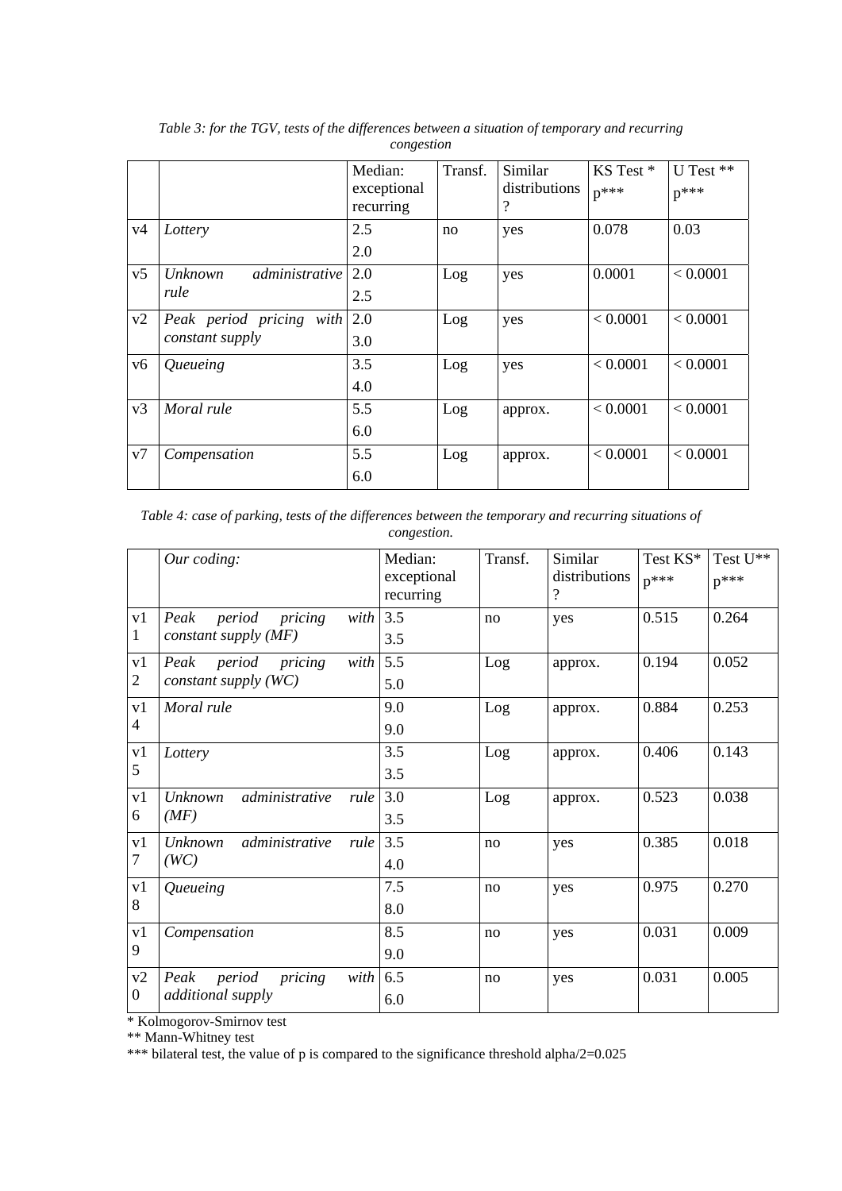*Table 3: for the TGV, tests of the differences between a situation of temporary and recurring congestion*

| | | Median: exceptional recurring | Transf. | Similar distributions ? | KS Test * p*** | U Test ** p*** |
|---|---|---|---|---|---|---|
| v4 | *Lottery* | 2.5<br>2.0 | no | yes | 0.078 | 0.03 |
| v5 | *Unknown administrative rule* | 2.0<br>2.5 | Log | yes | 0.0001 | < 0.0001 |
| v2 | *Peak period pricing with constant supply* | 2.0<br>3.0 | Log | yes | < 0.0001 | < 0.0001 |
| v6 | *Queueing* | 3.5<br>4.0 | Log | yes | < 0.0001 | < 0.0001 |
| v3 | *Moral rule* | 5.5<br>6.0 | Log | approx. | < 0.0001 | < 0.0001 |
| v7 | *Compensation* | 5.5<br>6.0 | Log | approx. | < 0.0001 | < 0.0001 |

*Table 4: case of parking, tests of the differences between the temporary and recurring situations of congestion.*

| | *Our coding:* | Median: exceptional recurring | Transf. | Similar distributions ? | Test KS* p*** | Test U** p*** |
|---|---|---|---|---|---|---|
| v11 | *Peak period pricing with constant supply (MF)* | 3.5<br>3.5 | no | yes | 0.515 | 0.264 |
| v12 | *Peak period pricing with constant supply (WC)* | 5.5<br>5.0 | Log | approx. | 0.194 | 0.052 |
| v14 | *Moral rule* | 9.0<br>9.0 | Log | approx. | 0.884 | 0.253 |
| v15 | *Lottery* | 3.5<br>3.5 | Log | approx. | 0.406 | 0.143 |
| v16 | *Unknown administrative rule (MF)* | 3.0<br>3.5 | Log | approx. | 0.523 | 0.038 |
| v17 | *Unknown administrative rule (WC)* | 3.5<br>4.0 | no | yes | 0.385 | 0.018 |
| v18 | *Queueing* | 7.5<br>8.0 | no | yes | 0.975 | 0.270 |
| v19 | *Compensation* | 8.5<br>9.0 | no | yes | 0.031 | 0.009 |
| v20 | *Peak period pricing with additional supply* | 6.5<br>6.0 | no | yes | 0.031 | 0.005 |

* Kolmogorov-Smirnov test
** Mann-Whitney test
*** bilateral test, the value of p is compared to the significance threshold alpha/2=0.025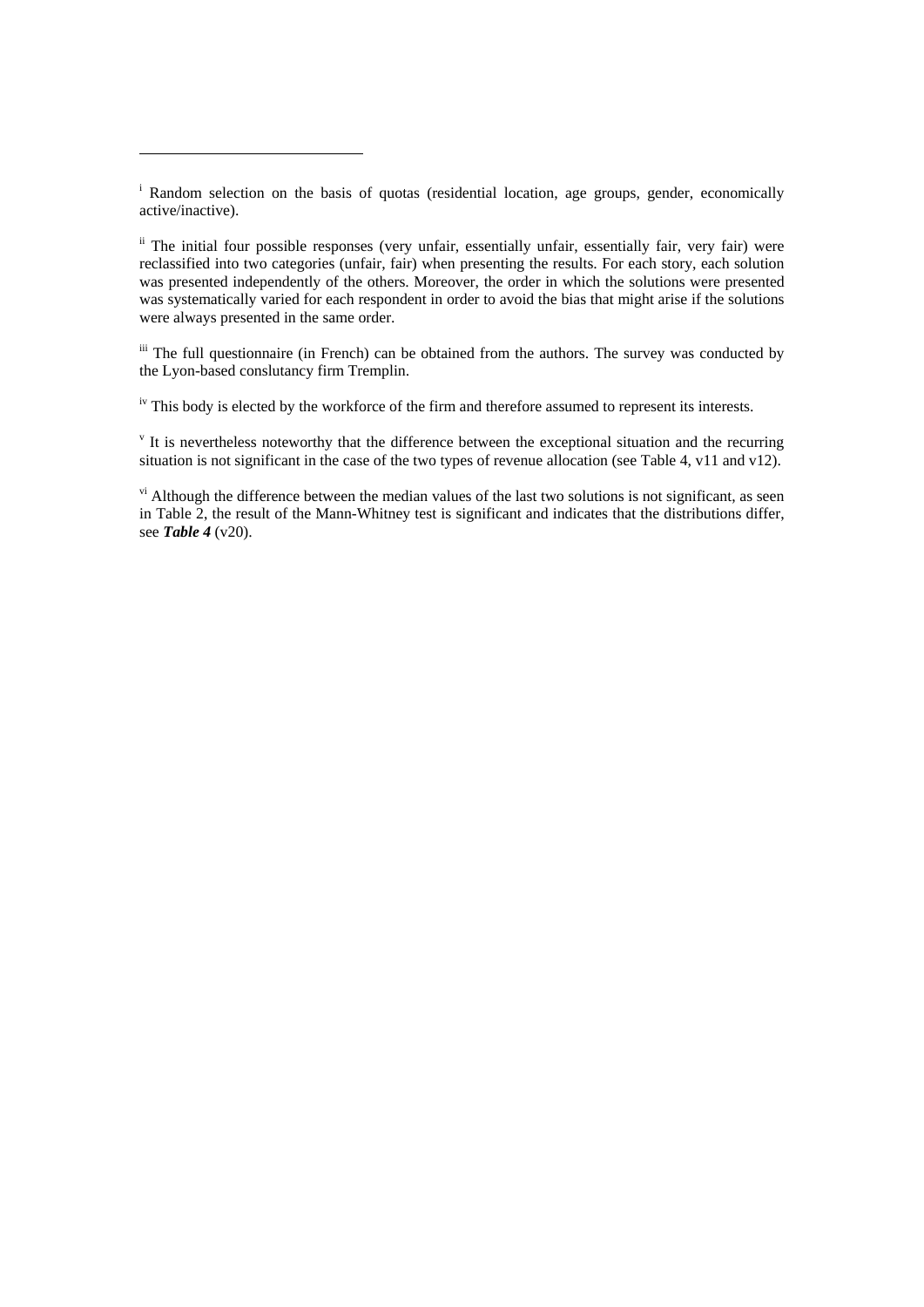---

[i] Random selection on the basis of quotas (residential location, age groups, gender, economically active/inactive).

[ii] The initial four possible responses (very unfair, essentially unfair, essentially fair, very fair) were reclassified into two categories (unfair, fair) when presenting the results. For each story, each solution was presented independently of the others. Moreover, the order in which the solutions were presented was systematically varied for each respondent in order to avoid the bias that might arise if the solutions were always presented in the same order.

[iii] The full questionnaire (in French) can be obtained from the authors. The survey was conducted by the Lyon-based conslutancy firm Tremplin.

[iv] This body is elected by the workforce of the firm and therefore assumed to represent its interests.

[v] It is nevertheless noteworthy that the difference between the exceptional situation and the recurring situation is not significant in the case of the two types of revenue allocation (see Table 4, v11 and v12).

[vi] Although the difference between the median values of the last two solutions is not significant, as seen in Table 2, the result of the Mann-Whitney test is significant and indicates that the distributions differ, see ***Table 4*** (v20).